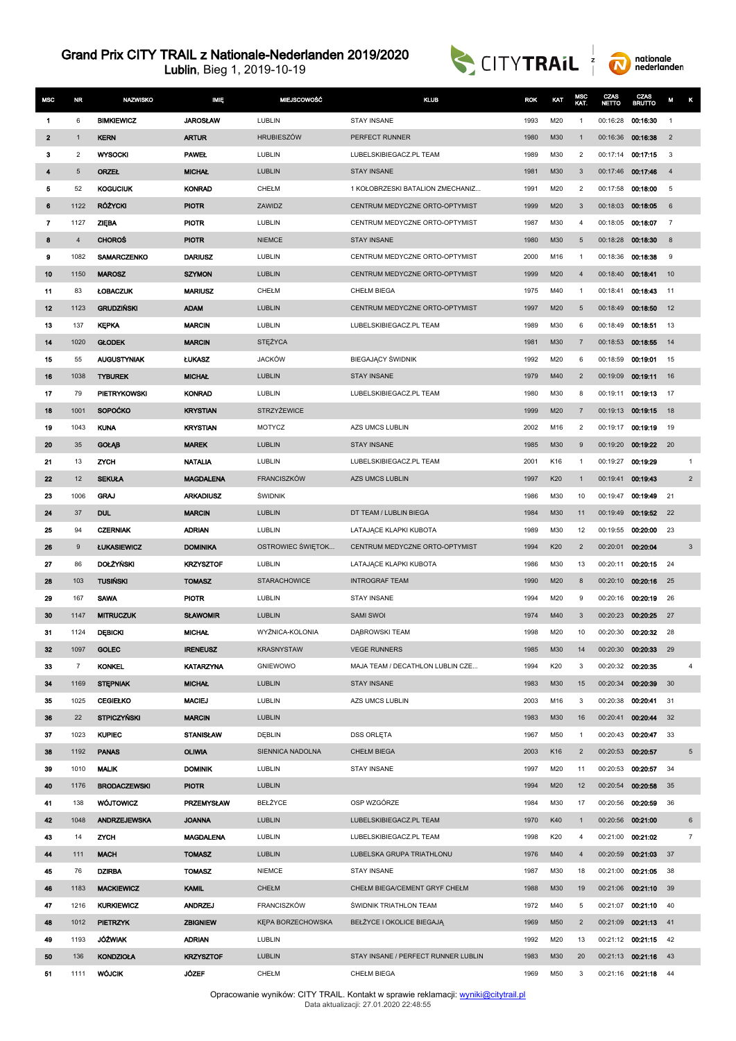# Grand Prix CITY TRAIL z Nationale-Nederlanden 2019/2020

**Lublin**, Bieg 1, 2019-10-19

| MSC | NR | NAZWISKO | IMIĘ | MIEJSCOWOŚĆ | KLUB | ROK | KAT | MSC KAT. | CZAS NETTO | CZAS BRUTTO | M | K |
|---|---|---|---|---|---|---|---|---|---|---|---|---|
| 1 | 6 | BIMKIEWICZ | JAROSŁAW | LUBLIN | STAY INSANE | 1993 | M20 | 1 | 00:16:28 | 00:16:30 | 1 | |
| 2 | 1 | KERN | ARTUR | HRUBIESZÓW | PERFECT RUNNER | 1980 | M30 | 1 | 00:16:36 | 00:16:38 | 2 | |
| 3 | 2 | WYSOCKI | PAWEŁ | LUBLIN | LUBELSKIBIEGACZ.PL TEAM | 1989 | M30 | 2 | 00:17:14 | 00:17:15 | 3 | |
| 4 | 5 | ORZEŁ | MICHAŁ | LUBLIN | STAY INSANE | 1981 | M30 | 3 | 00:17:46 | 00:17:46 | 4 | |
| 5 | 52 | KOGUCIUK | KONRAD | CHEŁM | 1 KOŁOBRZESKI BATALION ZMECHANIZ... | 1991 | M20 | 2 | 00:17:58 | 00:18:00 | 5 | |
| 6 | 1122 | RÓŻYCKI | PIOTR | ZAWIDZ | CENTRUM MEDYCZNE ORTO-OPTYMIST | 1999 | M20 | 3 | 00:18:03 | 00:18:05 | 6 | |
| 7 | 1127 | ZIĘBA | PIOTR | LUBLIN | CENTRUM MEDYCZNE ORTO-OPTYMIST | 1987 | M30 | 4 | 00:18:05 | 00:18:07 | 7 | |
| 8 | 4 | CHOROŚ | PIOTR | NIEMCE | STAY INSANE | 1980 | M30 | 5 | 00:18:28 | 00:18:30 | 8 | |
| 9 | 1082 | SAMARCZENKO | DARIUSZ | LUBLIN | CENTRUM MEDYCZNE ORTO-OPTYMIST | 2000 | M16 | 1 | 00:18:36 | 00:18:38 | 9 | |
| 10 | 1150 | MAROSZ | SZYMON | LUBLIN | CENTRUM MEDYCZNE ORTO-OPTYMIST | 1999 | M20 | 4 | 00:18:40 | 00:18:41 | 10 | |
| 11 | 83 | ŁOBACZUK | MARIUSZ | CHEŁM | CHEŁM BIEGA | 1975 | M40 | 1 | 00:18:41 | 00:18:43 | 11 | |
| 12 | 1123 | GRUDZIŃSKI | ADAM | LUBLIN | CENTRUM MEDYCZNE ORTO-OPTYMIST | 1997 | M20 | 5 | 00:18:49 | 00:18:50 | 12 | |
| 13 | 137 | KĘPKA | MARCIN | LUBLIN | LUBELSKIBIEGACZ.PL TEAM | 1989 | M30 | 6 | 00:18:49 | 00:18:51 | 13 | |
| 14 | 1020 | GŁODEK | MARCIN | STĘŻYCA | | 1981 | M30 | 7 | 00:18:53 | 00:18:55 | 14 | |
| 15 | 55 | AUGUSTYNIAK | ŁUKASZ | JACKÓW | BIEGAJĄCY ŚWIDNIK | 1992 | M20 | 6 | 00:18:59 | 00:19:01 | 15 | |
| 16 | 1038 | TYBUREK | MICHAŁ | LUBLIN | STAY INSANE | 1979 | M40 | 2 | 00:19:09 | 00:19:11 | 16 | |
| 17 | 79 | PIETRYKOWSKI | KONRAD | LUBLIN | LUBELSKIBIEGACZ.PL TEAM | 1980 | M30 | 8 | 00:19:11 | 00:19:13 | 17 | |
| 18 | 1001 | SOPOĆKO | KRYSTIAN | STRZYŻEWICE | | 1999 | M20 | 7 | 00:19:13 | 00:19:15 | 18 | |
| 19 | 1043 | KUNA | KRYSTIAN | MOTYCZ | AZS UMCS LUBLIN | 2002 | M16 | 2 | 00:19:17 | 00:19:19 | 19 | |
| 20 | 35 | GOŁĄB | MAREK | LUBLIN | STAY INSANE | 1985 | M30 | 9 | 00:19:20 | 00:19:22 | 20 | |
| 21 | 13 | ZYCH | NATALIA | LUBLIN | LUBELSKIBIEGACZ.PL TEAM | 2001 | K16 | 1 | 00:19:27 | 00:19:29 | | 1 |
| 22 | 12 | SEKUŁA | MAGDALENA | FRANCISZKÓW | AZS UMCS LUBLIN | 1997 | K20 | 1 | 00:19:41 | 00:19:43 | | 2 |
| 23 | 1006 | GRAJ | ARKADIUSZ | ŚWIDNIK | | 1986 | M30 | 10 | 00:19:47 | 00:19:49 | 21 | |
| 24 | 37 | DUL | MARCIN | LUBLIN | DT TEAM / LUBLIN BIEGA | 1984 | M30 | 11 | 00:19:49 | 00:19:52 | 22 | |
| 25 | 94 | CZERNIAK | ADRIAN | LUBLIN | LATAJĄCE KLAPKI KUBOTA | 1989 | M30 | 12 | 00:19:55 | 00:20:00 | 23 | |
| 26 | 9 | ŁUKASIEWICZ | DOMINIKA | OSTROWIEC ŚWIĘTOK... | CENTRUM MEDYCZNE ORTO-OPTYMIST | 1994 | K20 | 2 | 00:20:01 | 00:20:04 | | 3 |
| 27 | 86 | DOŁŻYŃSKI | KRZYSZTOF | LUBLIN | LATAJĄCE KLAPKI KUBOTA | 1986 | M30 | 13 | 00:20:11 | 00:20:15 | 24 | |
| 28 | 103 | TUSIŃSKI | TOMASZ | STARACHOWICE | INTROGRAF TEAM | 1990 | M20 | 8 | 00:20:10 | 00:20:16 | 25 | |
| 29 | 167 | SAWA | PIOTR | LUBLIN | STAY INSANE | 1994 | M20 | 9 | 00:20:16 | 00:20:19 | 26 | |
| 30 | 1147 | MITRUCZUK | SŁAWOMIR | LUBLIN | SAMI SWOI | 1974 | M40 | 3 | 00:20:23 | 00:20:25 | 27 | |
| 31 | 1124 | DĘBICKI | MICHAŁ | WYŻNICA-KOLONIA | DĄBROWSKI TEAM | 1998 | M20 | 10 | 00:20:30 | 00:20:32 | 28 | |
| 32 | 1097 | GOLEC | IRENEUSZ | KRASNYSTAW | VEGE RUNNERS | 1985 | M30 | 14 | 00:20:30 | 00:20:33 | 29 | |
| 33 | 7 | KONKEL | KATARZYNA | GNIEWOWO | MAJA TEAM / DECATHLON LUBLIN CZE... | 1994 | K20 | 3 | 00:20:32 | 00:20:35 | | 4 |
| 34 | 1169 | STĘPNIAK | MICHAŁ | LUBLIN | STAY INSANE | 1983 | M30 | 15 | 00:20:34 | 00:20:39 | 30 | |
| 35 | 1025 | CEGIEŁKO | MACIEJ | LUBLIN | AZS UMCS LUBLIN | 2003 | M16 | 3 | 00:20:38 | 00:20:41 | 31 | |
| 36 | 22 | STPICZYŃSKI | MARCIN | LUBLIN | | 1983 | M30 | 16 | 00:20:41 | 00:20:44 | 32 | |
| 37 | 1023 | KUPIEC | STANISŁAW | DĘBLIN | DSS ORLĘTA | 1967 | M50 | 1 | 00:20:43 | 00:20:47 | 33 | |
| 38 | 1192 | PANAS | OLIWIA | SIENNICA NADOLNA | CHEŁM BIEGA | 2003 | K16 | 2 | 00:20:53 | 00:20:57 | | 5 |
| 39 | 1010 | MALIK | DOMINIK | LUBLIN | STAY INSANE | 1997 | M20 | 11 | 00:20:53 | 00:20:57 | 34 | |
| 40 | 1176 | BRODACZEWSKI | PIOTR | LUBLIN | | 1994 | M20 | 12 | 00:20:54 | 00:20:58 | 35 | |
| 41 | 138 | WÓJTOWICZ | PRZEMYSŁAW | BEŁŻYCE | OSP WZGÓRZE | 1984 | M30 | 17 | 00:20:56 | 00:20:59 | 36 | |
| 42 | 1048 | ANDRZEJEWSKA | JOANNA | LUBLIN | LUBELSKIBIEGACZ.PL TEAM | 1970 | K40 | 1 | 00:20:56 | 00:21:00 | | 6 |
| 43 | 14 | ZYCH | MAGDALENA | LUBLIN | LUBELSKIBIEGACZ.PL TEAM | 1998 | K20 | 4 | 00:21:00 | 00:21:02 | | 7 |
| 44 | 111 | MACH | TOMASZ | LUBLIN | LUBELSKA GRUPA TRIATHLONU | 1976 | M40 | 4 | 00:20:59 | 00:21:03 | 37 | |
| 45 | 76 | DZIRBA | TOMASZ | NIEMCE | STAY INSANE | 1987 | M30 | 18 | 00:21:00 | 00:21:05 | 38 | |
| 46 | 1183 | MACKIEWICZ | KAMIL | CHEŁM | CHEŁM BIEGA/CEMENT GRYF CHEŁM | 1988 | M30 | 19 | 00:21:06 | 00:21:10 | 39 | |
| 47 | 1216 | KURKIEWICZ | ANDRZEJ | FRANCISZKÓW | ŚWIDNIK TRIATHLON TEAM | 1972 | M40 | 5 | 00:21:07 | 00:21:10 | 40 | |
| 48 | 1012 | PIETRZYK | ZBIGNIEW | KĘPA BORZECHOWSKA | BEŁŻYCE I OKOLICE BIEGAJĄ | 1969 | M50 | 2 | 00:21:09 | 00:21:13 | 41 | |
| 49 | 1193 | JÓŹWIAK | ADRIAN | LUBLIN | | 1992 | M20 | 13 | 00:21:12 | 00:21:15 | 42 | |
| 50 | 136 | KONDZIOŁA | KRZYSZTOF | LUBLIN | STAY INSANE / PERFECT RUNNER LUBLIN | 1983 | M30 | 20 | 00:21:13 | 00:21:16 | 43 | |
| 51 | 1111 | WÓJCIK | JÓZEF | CHEŁM | CHEŁM BIEGA | 1969 | M50 | 3 | 00:21:16 | 00:21:18 | 44 | |

Opracowanie wyników: CITY TRAIL. Kontakt w sprawie reklamacji: wyniki@citytrail.pl
Data aktualizacji: 27.01.2020 22:48:55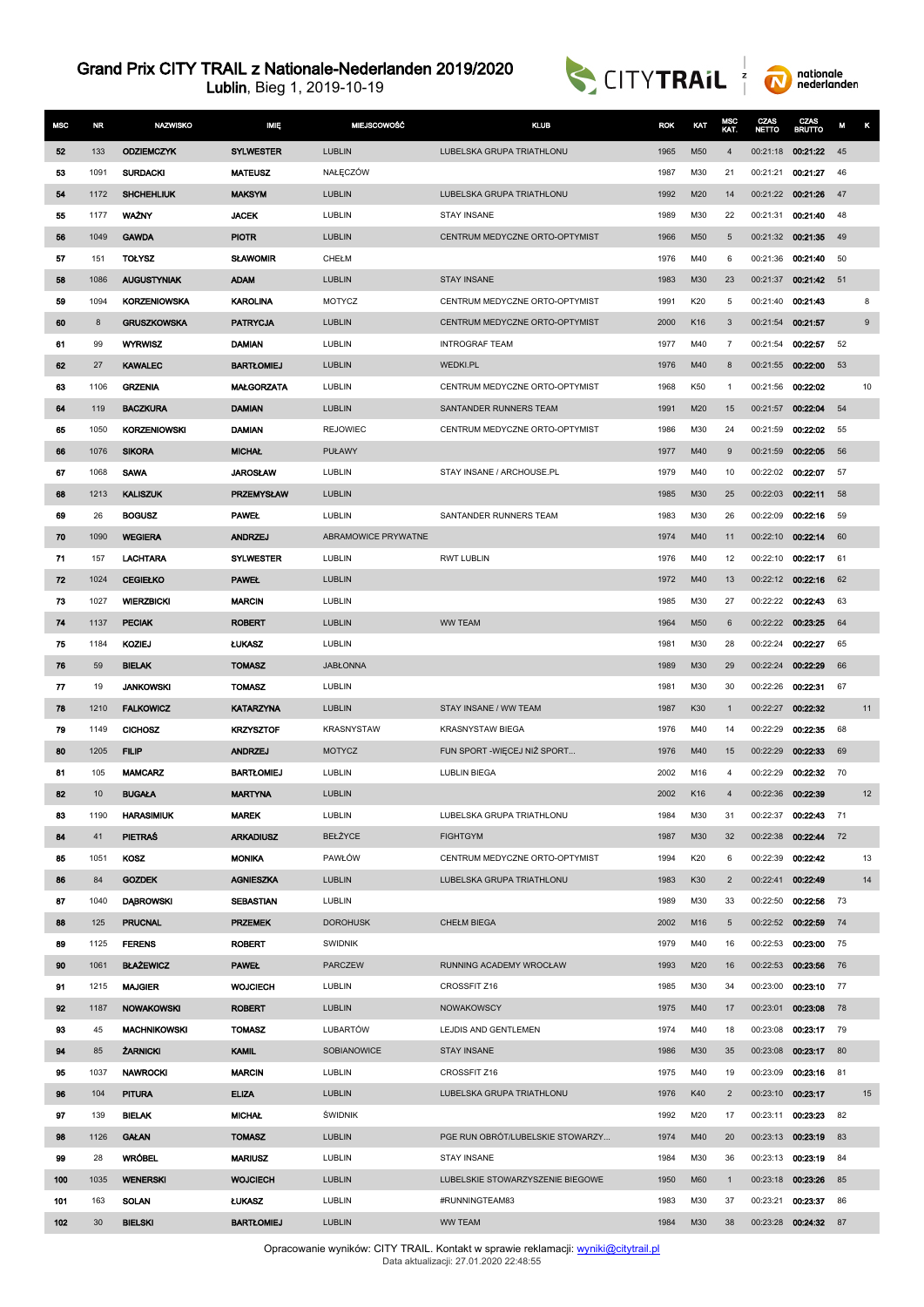# Grand Prix CITY TRAIL z Nationale-Nederlanden 2019/2020

**Lublin**, Bieg 1, 2019-10-19

| MSC | NR | NAZWISKO | IMIĘ | MIEJSCOWOŚĆ | KLUB | ROK | KAT | MSC KAT. | CZAS NETTO | CZAS BRUTTO | M | K |
|---|---|---|---|---|---|---|---|---|---|---|---|---|
| 52 | 133 | ODZIEMCZYK | SYLWESTER | LUBLIN | LUBELSKA GRUPA TRIATHLONU | 1965 | M50 | 4 | 00:21:18 | 00:21:22 | 45 | |
| 53 | 1091 | SURDACKI | MATEUSZ | NAŁĘCZÓW | | 1987 | M30 | 21 | 00:21:21 | 00:21:27 | 46 | |
| 54 | 1172 | SHCHEHLIUK | MAKSYM | LUBLIN | LUBELSKA GRUPA TRIATHLONU | 1992 | M20 | 14 | 00:21:22 | 00:21:26 | 47 | |
| 55 | 1177 | WAŻNY | JACEK | LUBLIN | STAY INSANE | 1989 | M30 | 22 | 00:21:31 | 00:21:40 | 48 | |
| 56 | 1049 | GAWDA | PIOTR | LUBLIN | CENTRUM MEDYCZNE ORTO-OPTYMIST | 1966 | M50 | 5 | 00:21:32 | 00:21:35 | 49 | |
| 57 | 151 | TOŁYSZ | SŁAWOMIR | CHEŁM | | 1976 | M40 | 6 | 00:21:36 | 00:21:40 | 50 | |
| 58 | 1086 | AUGUSTYNIAK | ADAM | LUBLIN | STAY INSANE | 1983 | M30 | 23 | 00:21:37 | 00:21:42 | 51 | |
| 59 | 1094 | KORZENIOWSKA | KAROLINA | MOTYCZ | CENTRUM MEDYCZNE ORTO-OPTYMIST | 1991 | K20 | 5 | 00:21:40 | 00:21:43 | | 8 |
| 60 | 8 | GRUSZKOWSKA | PATRYCJA | LUBLIN | CENTRUM MEDYCZNE ORTO-OPTYMIST | 2000 | K16 | 3 | 00:21:54 | 00:21:57 | | 9 |
| 61 | 99 | WYRWISZ | DAMIAN | LUBLIN | INTROGRAF TEAM | 1977 | M40 | 7 | 00:21:54 | 00:22:57 | 52 | |
| 62 | 27 | KAWALEC | BARTŁOMIEJ | LUBLIN | WEDKI.PL | 1976 | M40 | 8 | 00:21:55 | 00:22:00 | 53 | |
| 63 | 1106 | GRZENIA | MAŁGORZATA | LUBLIN | CENTRUM MEDYCZNE ORTO-OPTYMIST | 1968 | K50 | 1 | 00:21:56 | 00:22:02 | | 10 |
| 64 | 119 | BACZKURA | DAMIAN | LUBLIN | SANTANDER RUNNERS TEAM | 1991 | M20 | 15 | 00:21:57 | 00:22:04 | 54 | |
| 65 | 1050 | KORZENIOWSKI | DAMIAN | REJOWIEC | CENTRUM MEDYCZNE ORTO-OPTYMIST | 1986 | M30 | 24 | 00:21:59 | 00:22:02 | 55 | |
| 66 | 1076 | SIKORA | MICHAŁ | PUŁAWY | | 1977 | M40 | 9 | 00:21:59 | 00:22:05 | 56 | |
| 67 | 1068 | SAWA | JAROSŁAW | LUBLIN | STAY INSANE / ARCHOUSE.PL | 1979 | M40 | 10 | 00:22:02 | 00:22:07 | 57 | |
| 68 | 1213 | KALISZUK | PRZEMYSŁAW | LUBLIN | | 1985 | M30 | 25 | 00:22:03 | 00:22:11 | 58 | |
| 69 | 26 | BOGUSZ | PAWEŁ | LUBLIN | SANTANDER RUNNERS TEAM | 1983 | M30 | 26 | 00:22:09 | 00:22:16 | 59 | |
| 70 | 1090 | WEGIERA | ANDRZEJ | ABRAMOWICE PRYWATNE | | 1974 | M40 | 11 | 00:22:10 | 00:22:14 | 60 | |
| 71 | 157 | LACHTARA | SYLWESTER | LUBLIN | RWT LUBLIN | 1976 | M40 | 12 | 00:22:10 | 00:22:17 | 61 | |
| 72 | 1024 | CEGIEŁKO | PAWEŁ | LUBLIN | | 1972 | M40 | 13 | 00:22:12 | 00:22:16 | 62 | |
| 73 | 1027 | WIERZBICKI | MARCIN | LUBLIN | | 1985 | M30 | 27 | 00:22:22 | 00:22:43 | 63 | |
| 74 | 1137 | PECIAK | ROBERT | LUBLIN | WW TEAM | 1964 | M50 | 6 | 00:22:22 | 00:23:25 | 64 | |
| 75 | 1184 | KOZIEJ | ŁUKASZ | LUBLIN | | 1981 | M30 | 28 | 00:22:24 | 00:22:27 | 65 | |
| 76 | 59 | BIELAK | TOMASZ | JABŁONNA | | 1989 | M30 | 29 | 00:22:24 | 00:22:29 | 66 | |
| 77 | 19 | JANKOWSKI | TOMASZ | LUBLIN | | 1981 | M30 | 30 | 00:22:26 | 00:22:31 | 67 | |
| 78 | 1210 | FALKOWICZ | KATARZYNA | LUBLIN | STAY INSANE / WW TEAM | 1987 | K30 | 1 | 00:22:27 | 00:22:32 | | 11 |
| 79 | 1149 | CICHOSZ | KRZYSZTOF | KRASNYSTAW | KRASNYSTAW BIEGA | 1976 | M40 | 14 | 00:22:29 | 00:22:35 | 68 | |
| 80 | 1205 | FILIP | ANDRZEJ | MOTYCZ | FUN SPORT -WIĘCEJ NIŻ SPORT... | 1976 | M40 | 15 | 00:22:29 | 00:22:33 | 69 | |
| 81 | 105 | MAMCARZ | BARTŁOMIEJ | LUBLIN | LUBLIN BIEGA | 2002 | M16 | 4 | 00:22:29 | 00:22:32 | 70 | |
| 82 | 10 | BUGAŁA | MARTYNA | LUBLIN | | 2002 | K16 | 4 | 00:22:36 | 00:22:39 | | 12 |
| 83 | 1190 | HARASIMIUK | MAREK | LUBLIN | LUBELSKA GRUPA TRIATHLONU | 1984 | M30 | 31 | 00:22:37 | 00:22:43 | 71 | |
| 84 | 41 | PIETRAŚ | ARKADIUSZ | BEŁŻYCE | FIGHTGYM | 1987 | M30 | 32 | 00:22:38 | 00:22:44 | 72 | |
| 85 | 1051 | KOSZ | MONIKA | PAWŁÓW | CENTRUM MEDYCZNE ORTO-OPTYMIST | 1994 | K20 | 6 | 00:22:39 | 00:22:42 | | 13 |
| 86 | 84 | GOZDEK | AGNIESZKA | LUBLIN | LUBELSKA GRUPA TRIATHLONU | 1983 | K30 | 2 | 00:22:41 | 00:22:49 | | 14 |
| 87 | 1040 | DĄBROWSKI | SEBASTIAN | LUBLIN | | 1989 | M30 | 33 | 00:22:50 | 00:22:56 | 73 | |
| 88 | 125 | PRUCNAL | PRZEMEK | DOROHUSK | CHEŁM BIEGA | 2002 | M16 | 5 | 00:22:52 | 00:22:59 | 74 | |
| 89 | 1125 | FERENS | ROBERT | SWIDNIK | | 1979 | M40 | 16 | 00:22:53 | 00:23:00 | 75 | |
| 90 | 1061 | BŁAŻEWICZ | PAWEŁ | PARCZEW | RUNNING ACADEMY WROCŁAW | 1993 | M20 | 16 | 00:22:53 | 00:23:56 | 76 | |
| 91 | 1215 | MAJGIER | WOJCIECH | LUBLIN | CROSSFIT Z16 | 1985 | M30 | 34 | 00:23:00 | 00:23:10 | 77 | |
| 92 | 1187 | NOWAKOWSKI | ROBERT | LUBLIN | NOWAKOWSCY | 1975 | M40 | 17 | 00:23:01 | 00:23:08 | 78 | |
| 93 | 45 | MACHNIKOWSKI | TOMASZ | LUBARTÓW | LEJDIS AND GENTLEMEN | 1974 | M40 | 18 | 00:23:08 | 00:23:17 | 79 | |
| 94 | 85 | ŻARNICKI | KAMIL | SOBIANOWICE | STAY INSANE | 1986 | M30 | 35 | 00:23:08 | 00:23:17 | 80 | |
| 95 | 1037 | NAWROCKI | MARCIN | LUBLIN | CROSSFIT Z16 | 1975 | M40 | 19 | 00:23:09 | 00:23:16 | 81 | |
| 96 | 104 | PITURA | ELIZA | LUBLIN | LUBELSKA GRUPA TRIATHLONU | 1976 | K40 | 2 | 00:23:10 | 00:23:17 | | 15 |
| 97 | 139 | BIELAK | MICHAŁ | ŚWIDNIK | | 1992 | M20 | 17 | 00:23:11 | 00:23:23 | 82 | |
| 98 | 1126 | GAŁAN | TOMASZ | LUBLIN | PGE RUN OBRÓT/LUBELSKIE STOWARZY... | 1974 | M40 | 20 | 00:23:13 | 00:23:19 | 83 | |
| 99 | 28 | WRÓBEL | MARIUSZ | LUBLIN | STAY INSANE | 1984 | M30 | 36 | 00:23:13 | 00:23:19 | 84 | |
| 100 | 1035 | WENERSKI | WOJCIECH | LUBLIN | LUBELSKIE STOWARZYSZENIE BIEGOWE | 1950 | M60 | 1 | 00:23:18 | 00:23:26 | 85 | |
| 101 | 163 | SOLAN | ŁUKASZ | LUBLIN | #RUNNINGTEAM83 | 1983 | M30 | 37 | 00:23:21 | 00:23:37 | 86 | |
| 102 | 30 | BIELSKI | BARTŁOMIEJ | LUBLIN | WW TEAM | 1984 | M30 | 38 | 00:23:28 | 00:24:32 | 87 | |

Opracowanie wyników: CITY TRAIL. Kontakt w sprawie reklamacji: wyniki@citytrail.pl
Data aktualizacji: 27.01.2020 22:48:55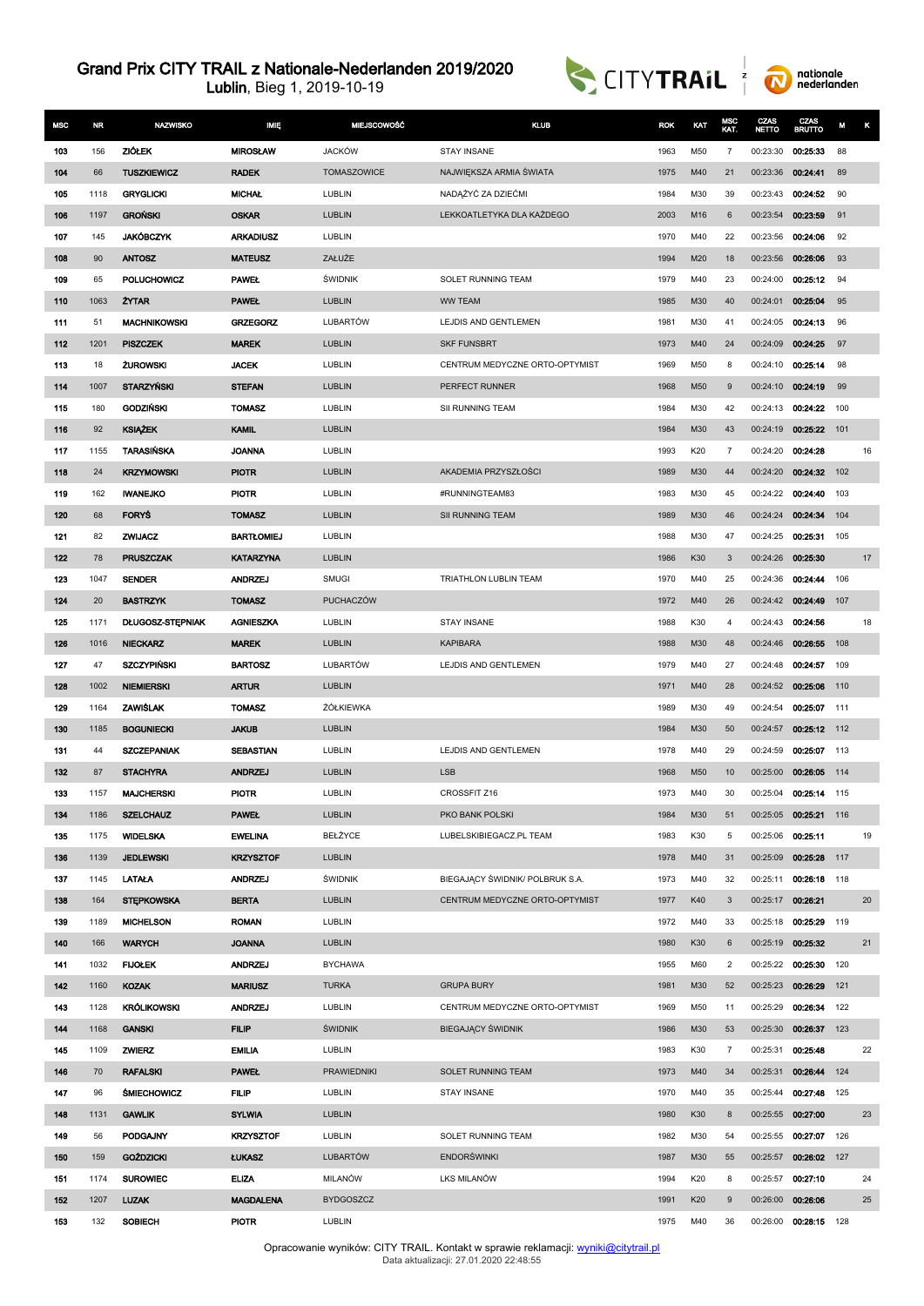# Grand Prix CITY TRAIL z Nationale-Nederlanden 2019/2020

**Lublin**, Bieg 1, 2019-10-19

| MSC | NR | NAZWISKO | IMIĘ | MIEJSCOWOŚĆ | KLUB | ROK | KAT | MSC KAT. | CZAS NETTO | CZAS BRUTTO | M | K |
|---|---|---|---|---|---|---|---|---|---|---|---|---|
| 103 | 156 | ZIÓŁEK | MIROSŁAW | JACKÓW | STAY INSANE | 1963 | M50 | 7 | 00:23:30 | 00:25:33 | 88 | |
| 104 | 66 | TUSZKIEWICZ | RADEK | TOMASZOWICE | NAJWIĘKSZA ARMIA ŚWIATA | 1975 | M40 | 21 | 00:23:36 | 00:24:41 | 89 | |
| 105 | 1118 | GRYGLICKI | MICHAŁ | LUBLIN | NADĄŻYĆ ZA DZIEĆMI | 1984 | M30 | 39 | 00:23:43 | 00:24:52 | 90 | |
| 106 | 1197 | GROŃSKI | OSKAR | LUBLIN | LEKKOATLETYKA DLA KAŻDEGO | 2003 | M16 | 6 | 00:23:54 | 00:23:59 | 91 | |
| 107 | 145 | JAKÓBCZYK | ARKADIUSZ | LUBLIN | | 1970 | M40 | 22 | 00:23:56 | 00:24:06 | 92 | |
| 108 | 90 | ANTOSZ | MATEUSZ | ZAŁUŻE | | 1994 | M20 | 18 | 00:23:56 | 00:26:06 | 93 | |
| 109 | 65 | POLUCHOWICZ | PAWEŁ | ŚWIDNIK | SOLET RUNNING TEAM | 1979 | M40 | 23 | 00:24:00 | 00:25:12 | 94 | |
| 110 | 1063 | ŻYTAR | PAWEŁ | LUBLIN | WW TEAM | 1985 | M30 | 40 | 00:24:01 | 00:25:04 | 95 | |
| 111 | 51 | MACHNIKOWSKI | GRZEGORZ | LUBARTÓW | LEJDIS AND GENTLEMEN | 1981 | M30 | 41 | 00:24:05 | 00:24:13 | 96 | |
| 112 | 1201 | PISZCZEK | MAREK | LUBLIN | SKF FUNSBRT | 1973 | M40 | 24 | 00:24:09 | 00:24:25 | 97 | |
| 113 | 18 | ŻUROWSKI | JACEK | LUBLIN | CENTRUM MEDYCZNE ORTO-OPTYMIST | 1969 | M50 | 8 | 00:24:10 | 00:25:14 | 98 | |
| 114 | 1007 | STARZYŃSKI | STEFAN | LUBLIN | PERFECT RUNNER | 1968 | M50 | 9 | 00:24:10 | 00:24:19 | 99 | |
| 115 | 180 | GODZIŃSKI | TOMASZ | LUBLIN | SII RUNNING TEAM | 1984 | M30 | 42 | 00:24:13 | 00:24:22 | 100 | |
| 116 | 92 | KSIĄŻEK | KAMIL | LUBLIN | | 1984 | M30 | 43 | 00:24:19 | 00:25:22 | 101 | |
| 117 | 1155 | TARASIŃSKA | JOANNA | LUBLIN | | 1993 | K20 | 7 | 00:24:20 | 00:24:28 | | 16 |
| 118 | 24 | KRZYMOWSKI | PIOTR | LUBLIN | AKADEMIA PRZYSZŁOŚCI | 1989 | M30 | 44 | 00:24:20 | 00:24:32 | 102 | |
| 119 | 162 | IWANEJKO | PIOTR | LUBLIN | #RUNNINGTEAM83 | 1983 | M30 | 45 | 00:24:22 | 00:24:40 | 103 | |
| 120 | 68 | FORYŚ | TOMASZ | LUBLIN | SII RUNNING TEAM | 1989 | M30 | 46 | 00:24:24 | 00:24:34 | 104 | |
| 121 | 82 | ZWIJACZ | BARTŁOMIEJ | LUBLIN | | 1988 | M30 | 47 | 00:24:25 | 00:25:31 | 105 | |
| 122 | 78 | PRUSZCZAK | KATARZYNA | LUBLIN | | 1986 | K30 | 3 | 00:24:26 | 00:25:30 | | 17 |
| 123 | 1047 | SENDER | ANDRZEJ | SMUGI | TRIATHLON LUBLIN TEAM | 1970 | M40 | 25 | 00:24:36 | 00:24:44 | 106 | |
| 124 | 20 | BASTRZYK | TOMASZ | PUCHACZÓW | | 1972 | M40 | 26 | 00:24:42 | 00:24:49 | 107 | |
| 125 | 1171 | DŁUGOSZ-STĘPNIAK | AGNIESZKA | LUBLIN | STAY INSANE | 1988 | K30 | 4 | 00:24:43 | 00:24:56 | | 18 |
| 126 | 1016 | NIECKARZ | MAREK | LUBLIN | KAPIBARA | 1988 | M30 | 48 | 00:24:46 | 00:26:55 | 108 | |
| 127 | 47 | SZCZYPIŃSKI | BARTOSZ | LUBARTÓW | LEJDIS AND GENTLEMEN | 1979 | M40 | 27 | 00:24:48 | 00:24:57 | 109 | |
| 128 | 1002 | NIEMIERSKI | ARTUR | LUBLIN | | 1971 | M40 | 28 | 00:24:52 | 00:25:06 | 110 | |
| 129 | 1164 | ZAWIŚLAK | TOMASZ | ŻÓŁKIEWKA | | 1989 | M30 | 49 | 00:24:54 | 00:25:07 | 111 | |
| 130 | 1185 | BOGUNIECKI | JAKUB | LUBLIN | | 1984 | M30 | 50 | 00:24:57 | 00:25:12 | 112 | |
| 131 | 44 | SZCZEPANIAK | SEBASTIAN | LUBLIN | LEJDIS AND GENTLEMEN | 1978 | M40 | 29 | 00:24:59 | 00:25:07 | 113 | |
| 132 | 87 | STACHYRA | ANDRZEJ | LUBLIN | LSB | 1968 | M50 | 10 | 00:25:00 | 00:26:05 | 114 | |
| 133 | 1157 | MAJCHERSKI | PIOTR | LUBLIN | CROSSFIT Z16 | 1973 | M40 | 30 | 00:25:04 | 00:25:14 | 115 | |
| 134 | 1186 | SZELCHAUZ | PAWEŁ | LUBLIN | PKO BANK POLSKI | 1984 | M30 | 51 | 00:25:05 | 00:25:21 | 116 | |
| 135 | 1175 | WIDELSKA | EWELINA | BEŁŻYCE | LUBELSKIBIEGACZ.PL TEAM | 1983 | K30 | 5 | 00:25:06 | 00:25:11 | | 19 |
| 136 | 1139 | JEDLEWSKI | KRZYSZTOF | LUBLIN | | 1978 | M40 | 31 | 00:25:09 | 00:25:28 | 117 | |
| 137 | 1145 | LATAŁA | ANDRZEJ | ŚWIDNIK | BIEGAJĄCY ŚWIDNIK/ POLBRUK S.A. | 1973 | M40 | 32 | 00:25:11 | 00:26:18 | 118 | |
| 138 | 164 | STĘPKOWSKA | BERTA | LUBLIN | CENTRUM MEDYCZNE ORTO-OPTYMIST | 1977 | K40 | 3 | 00:25:17 | 00:26:21 | | 20 |
| 139 | 1189 | MICHELSON | ROMAN | LUBLIN | | 1972 | M40 | 33 | 00:25:18 | 00:25:29 | 119 | |
| 140 | 166 | WARYCH | JOANNA | LUBLIN | | 1980 | K30 | 6 | 00:25:19 | 00:25:32 | | 21 |
| 141 | 1032 | FIJOŁEK | ANDRZEJ | BYCHAWA | | 1955 | M60 | 2 | 00:25:22 | 00:25:30 | 120 | |
| 142 | 1160 | KOZAK | MARIUSZ | TURKA | GRUPA BURY | 1981 | M30 | 52 | 00:25:23 | 00:26:29 | 121 | |
| 143 | 1128 | KRÓLIKOWSKI | ANDRZEJ | LUBLIN | CENTRUM MEDYCZNE ORTO-OPTYMIST | 1969 | M50 | 11 | 00:25:29 | 00:26:34 | 122 | |
| 144 | 1168 | GANSKI | FILIP | ŚWIDNIK | BIEGAJĄCY ŚWIDNIK | 1986 | M30 | 53 | 00:25:30 | 00:26:37 | 123 | |
| 145 | 1109 | ZWIERZ | EMILIA | LUBLIN | | 1983 | K30 | 7 | 00:25:31 | 00:25:48 | | 22 |
| 146 | 70 | RAFALSKI | PAWEŁ | PRAWIEDNIKI | SOLET RUNNING TEAM | 1973 | M40 | 34 | 00:25:31 | 00:26:44 | 124 | |
| 147 | 96 | ŚMIECHOWICZ | FILIP | LUBLIN | STAY INSANE | 1970 | M40 | 35 | 00:25:44 | 00:27:48 | 125 | |
| 148 | 1131 | GAWLIK | SYLWIA | LUBLIN | | 1980 | K30 | 8 | 00:25:55 | 00:27:00 | | 23 |
| 149 | 56 | PODGAJNY | KRZYSZTOF | LUBLIN | SOLET RUNNING TEAM | 1982 | M30 | 54 | 00:25:55 | 00:27:07 | 126 | |
| 150 | 159 | GOŹDZICKI | ŁUKASZ | LUBARTÓW | ENDORŚWINKI | 1987 | M30 | 55 | 00:25:57 | 00:26:02 | 127 | |
| 151 | 1174 | SUROWIEC | ELIZA | MILANÓW | LKS MILANÓW | 1994 | K20 | 8 | 00:25:57 | 00:27:10 | | 24 |
| 152 | 1207 | LUZAK | MAGDALENA | BYDGOSZCZ | | 1991 | K20 | 9 | 00:26:00 | 00:26:06 | | 25 |
| 153 | 132 | SOBIECH | PIOTR | LUBLIN | | 1975 | M40 | 36 | 00:26:00 | 00:28:15 | 128 | |

Opracowanie wyników: CITY TRAIL. Kontakt w sprawie reklamacji: wyniki@citytrail.pl
Data aktualizacji: 27.01.2020 22:48:55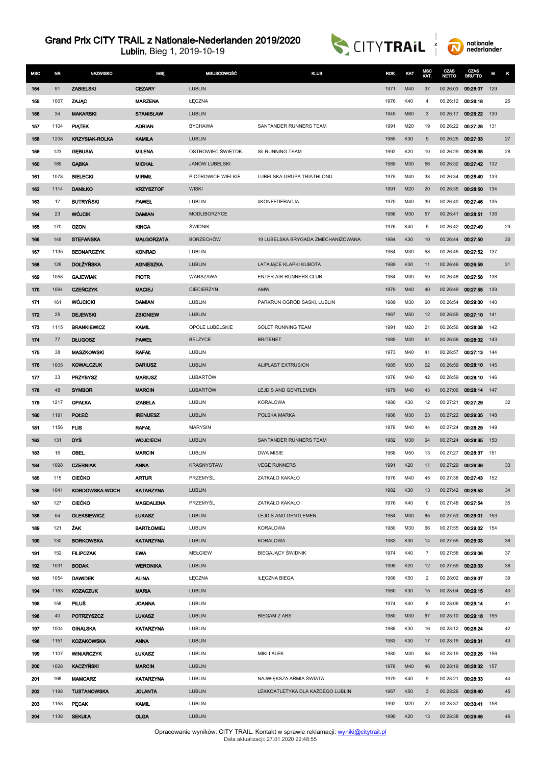# Grand Prix CITY TRAIL z Nationale-Nederlanden 2019/2020

**Lublin**, Bieg 1, 2019-10-19

| MSC | NR | NAZWISKO | IMIĘ | MIEJSCOWOŚĆ | KLUB | ROK | KAT | MSC KAT. | CZAS NETTO | CZAS BRUTTO | M | K |
|---|---|---|---|---|---|---|---|---|---|---|---|---|
| 154 | 91 | ZABIELSKI | CEZARY | LUBLIN | | 1971 | M40 | 37 | 00:26:03 | 00:28:07 | 129 | |
| 155 | 1067 | ZAJĄC | MARZENA | ŁĘCZNA | | 1976 | K40 | 4 | 00:26:12 | 00:26:18 | | 26 |
| 156 | 34 | MAKARSKI | STANISŁAW | LUBLIN | | 1949 | M60 | 3 | 00:26:17 | 00:26:22 | 130 | |
| 157 | 1104 | PIĄTEK | ADRIAN | BYCHAWA | SANTANDER RUNNERS TEAM | 1991 | M20 | 19 | 00:26:22 | 00:27:28 | 131 | |
| 158 | 1208 | KRZYSIAK-ROLKA | KAMILA | LUBLIN | | 1985 | K30 | 9 | 00:26:25 | 00:27:33 | | 27 |
| 159 | 123 | GĘBUSIA | MILENA | OSTROWIEC ŚWIĘTOK... | SII RUNNING TEAM | 1992 | K20 | 10 | 00:26:29 | 00:26:38 | | 28 |
| 160 | 169 | GĄBKA | MICHAŁ | JANÓW LUBELSKI | | 1989 | M30 | 56 | 00:26:32 | 00:27:42 | 132 | |
| 161 | 1078 | BIELECKI | MIRMIŁ | PIOTROWICE WIELKIE | LUBELSKA GRUPA TRIATHLONU | 1975 | M40 | 38 | 00:26:34 | 00:28:40 | 133 | |
| 162 | 1114 | DANIŁKO | KRZYSZTOF | WISKI | | 1991 | M20 | 20 | 00:26:35 | 00:28:50 | 134 | |
| 163 | 17 | BUTRYŃSKI | PAWEŁ | LUBLIN | #KONFEDERACJA | 1970 | M40 | 39 | 00:26:40 | 00:27:46 | 135 | |
| 164 | 23 | WÓJCIK | DAMIAN | MODLIBORZYCE | | 1986 | M30 | 57 | 00:26:41 | 00:28:51 | 136 | |
| 165 | 170 | OZON | KINGA | ŚWIDNIK | | 1976 | K40 | 5 | 00:26:42 | 00:27:49 | | 29 |
| 166 | 149 | STEFAŃSKA | MAŁGORZATA | BORZECHÓW | 19 LUBELSKA BRYGADA ZMECHANIZOWANA | 1984 | K30 | 10 | 00:26:44 | 00:27:50 | | 30 |
| 167 | 1135 | BEDNARCZYK | KONRAD | LUBLIN | | 1984 | M30 | 58 | 00:26:45 | 00:27:52 | 137 | |
| 168 | 129 | DOŁŻYŃSKA | AGNIESZKA | LUBLIN | LATAJĄCE KLAPKI KUBOTA | 1989 | K30 | 11 | 00:26:46 | 00:26:59 | | 31 |
| 169 | 1058 | GAJEWIAK | PIOTR | WARSZAWA | ENTER AIR RUNNERS CLUB | 1984 | M30 | 59 | 00:26:48 | 00:27:58 | 138 | |
| 170 | 1064 | CZEŃCZYK | MACIEJ | CIECIERZYN | AMW | 1979 | M40 | 40 | 00:26:49 | 00:27:55 | 139 | |
| 171 | 161 | WÓJCICKI | DAMIAN | LUBLIN | PARKRUN OGRÓD SASKI, LUBLIN | 1989 | M30 | 60 | 00:26:54 | 00:29:00 | 140 | |
| 172 | 25 | DEJEWSKI | ZBIGNIEW | LUBLIN | | 1967 | M50 | 12 | 00:26:55 | 00:27:10 | 141 | |
| 173 | 1115 | BRANKIEWICZ | KAMIL | OPOLE LUBELSKIE | SOLET RUNNING TEAM | 1991 | M20 | 21 | 00:26:56 | 00:28:08 | 142 | |
| 174 | 77 | DŁUGOSZ | PAWEŁ | BEŁŻYCE | BRITENET | 1989 | M30 | 61 | 00:26:56 | 00:28:02 | 143 | |
| 175 | 38 | MASZKOWSKI | RAFAŁ | LUBLIN | | 1973 | M40 | 41 | 00:26:57 | 00:27:13 | 144 | |
| 176 | 1005 | KOWALCZUK | DARIUSZ | LUBLIN | ALIPLAST EXTRUSION | 1985 | M30 | 62 | 00:26:59 | 00:28:10 | 145 | |
| 177 | 33 | PRZYBYSZ | MARIUSZ | LUBARTÓW | | 1976 | M40 | 42 | 00:26:59 | 00:28:10 | 146 | |
| 178 | 48 | SYMBOR | MARCIN | LUBARTÓW | LEJDIS AND GENTLEMEN | 1979 | M40 | 43 | 00:27:06 | 00:28:14 | 147 | |
| 179 | 1217 | OPAŁKA | IZABELA | LUBLIN | KORALOWA | 1980 | K30 | 12 | 00:27:21 | 00:27:29 | | 32 |
| 180 | 1191 | POŁEĆ | IRENUESZ | LUBLIN | POLSKA MARKA | 1986 | M30 | 63 | 00:27:22 | 00:29:35 | 148 | |
| 181 | 1156 | FLIS | RAFAŁ | MARYSIN | | 1978 | M40 | 44 | 00:27:24 | 00:28:29 | 149 | |
| 182 | 131 | DYŚ | WOJCIECH | LUBLIN | SANTANDER RUNNERS TEAM | 1982 | M30 | 64 | 00:27:24 | 00:28:35 | 150 | |
| 183 | 16 | OBEL | MARCIN | LUBLIN | DWA MISIE | 1968 | M50 | 13 | 00:27:27 | 00:28:37 | 151 | |
| 184 | 1098 | CZERNIAK | ANNA | KRASNYSTAW | VEGE RUNNERS | 1991 | K20 | 11 | 00:27:29 | 00:29:36 | | 33 |
| 185 | 115 | CIEĆKO | ARTUR | PRZEMYŚL | ZATKAŁO KAKAŁO | 1976 | M40 | 45 | 00:27:38 | 00:27:43 | 152 | |
| 186 | 1041 | KORDOWSKA-WOCH | KATARZYNA | LUBLIN | | 1982 | K30 | 13 | 00:27:42 | 00:28:53 | | 34 |
| 187 | 127 | CIEĆKO | MAGDALENA | PRZEMYŚL | ZATKAŁO KAKAŁO | 1976 | K40 | 6 | 00:27:48 | 00:27:54 | | 35 |
| 188 | 54 | OLEKSIEWICZ | ŁUKASZ | LUBLIN | LEJDIS AND GENTLEMEN | 1984 | M30 | 65 | 00:27:53 | 00:29:01 | 153 | |
| 189 | 121 | ŻAK | BARTŁOMIEJ | LUBLIN | KORALOWA | 1980 | M30 | 66 | 00:27:55 | 00:29:02 | 154 | |
| 190 | 130 | BORKOWSKA | KATARZYNA | LUBLIN | KORALOWA | 1983 | K30 | 14 | 00:27:55 | 00:29:03 | | 36 |
| 191 | 152 | FILIPCZAK | EWA | MEŁGIEW | BIEGAJĄCY ŚWIDNIK | 1974 | K40 | 7 | 00:27:58 | 00:29:06 | | 37 |
| 192 | 1031 | BODAK | WERONIKA | LUBLIN | | 1999 | K20 | 12 | 00:27:59 | 00:29:03 | | 38 |
| 193 | 1054 | DAWIDEK | ALINA | ŁĘCZNA | /ŁĘCZNA BIEGA | 1966 | K50 | 2 | 00:28:02 | 00:29:07 | | 39 |
| 194 | 1163 | KOZACZUK | MARIA | LUBLIN | | 1980 | K30 | 15 | 00:28:04 | 00:29:15 | | 40 |
| 195 | 158 | PILUŚ | JOANNA | LUBLIN | | 1974 | K40 | 8 | 00:28:06 | 00:29:14 | | 41 |
| 196 | 40 | POTRZYSZCZ | LUKASZ | LUBLIN | BIEGAM Z ABS | 1980 | M30 | 67 | 00:28:10 | 00:29:18 | 155 | |
| 197 | 1004 | GINALSKA | KATARZYNA | LUBLIN | | 1986 | K30 | 16 | 00:28:12 | 00:28:24 | | 42 |
| 198 | 1151 | KOZAKOWSKA | ANNA | LUBLIN | | 1983 | K30 | 17 | 00:28:15 | 00:28:31 | | 43 |
| 199 | 1107 | WINIARCZYK | ŁUKASZ | LUBLIN | MIKI I ALEK | 1980 | M30 | 68 | 00:28:19 | 00:29:25 | 156 | |
| 200 | 1028 | KACZYŃSKI | MARCIN | LUBLIN | | 1978 | M40 | 46 | 00:28:19 | 00:28:32 | 157 | |
| 201 | 168 | MAMCARZ | KATARZYNA | LUBLIN | NAJWIĘKSZA ARMIA ŚWIATA | 1979 | K40 | 9 | 00:28:21 | 00:28:33 | | 44 |
| 202 | 1198 | TUSTANOWSKA | JOLANTA | LUBLIN | LEKKOATLETYKA DLA KAŻDEGO LUBLIN | 1967 | K50 | 3 | 00:28:26 | 00:28:40 | | 45 |
| 203 | 1158 | PĘCAK | KAMIL | LUBLIN | | 1992 | M20 | 22 | 00:28:37 | 00:30:41 | 158 | |
| 204 | 1138 | SEKUŁA | OLGA | LUBLIN | | 1990 | K20 | 13 | 00:28:38 | 00:29:46 | | 46 |

Opracowanie wyników: CITY TRAIL. Kontakt w sprawie reklamacji: wyniki@citytrail.pl
Data aktualizacji: 27.01.2020 22:48:55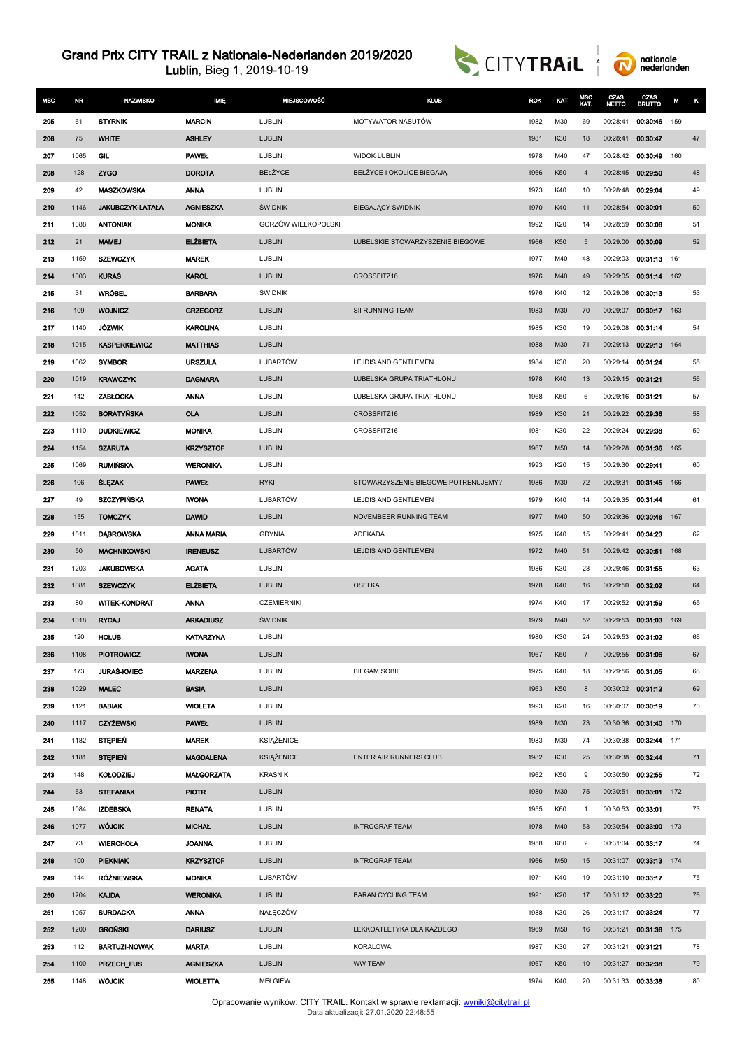# Grand Prix CITY TRAIL z Nationale-Nederlanden 2019/2020

**Lublin**, Bieg 1, 2019-10-19

| MSC | NR | NAZWISKO | IMIĘ | MIEJSCOWOŚĆ | KLUB | ROK | KAT | MSC KAT. | CZAS NETTO | CZAS BRUTTO | M | K |
|---|---|---|---|---|---|---|---|---|---|---|---|---|
| 205 | 61 | STYRNIK | MARCIN | LUBLIN | MOTYWATOR NASUTÓW | 1982 | M30 | 69 | 00:28:41 | 00:30:46 | 159 | |
| 206 | 75 | WHITE | ASHLEY | LUBLIN | | 1981 | K30 | 18 | 00:28:41 | 00:30:47 | | 47 |
| 207 | 1065 | GIL | PAWEŁ | LUBLIN | WIDOK LUBLIN | 1978 | M40 | 47 | 00:28:42 | 00:30:49 | 160 | |
| 208 | 128 | ZYGO | DOROTA | BEŁŻYCE | BEŁŻYCE I OKOLICE BIEGAJĄ | 1966 | K50 | 4 | 00:28:45 | 00:29:50 | | 48 |
| 209 | 42 | MASZKOWSKA | ANNA | LUBLIN | | 1973 | K40 | 10 | 00:28:48 | 00:29:04 | | 49 |
| 210 | 1146 | JAKUBCZYK-LATAŁA | AGNIESZKA | ŚWIDNIK | BIEGAJĄCY ŚWIDNIK | 1970 | K40 | 11 | 00:28:54 | 00:30:01 | | 50 |
| 211 | 1088 | ANTONIAK | MONIKA | GORZÓW WIELKOPOLSKI | | 1992 | K20 | 14 | 00:28:59 | 00:30:06 | | 51 |
| 212 | 21 | MAMEJ | ELŻBIETA | LUBLIN | LUBELSKIE STOWARZYSZENIE BIEGOWE | 1966 | K50 | 5 | 00:29:00 | 00:30:09 | | 52 |
| 213 | 1159 | SZEWCZYK | MAREK | LUBLIN | | 1977 | M40 | 48 | 00:29:03 | 00:31:13 | 161 | |
| 214 | 1003 | KURAŚ | KAROL | LUBLIN | CROSSFITZ16 | 1976 | M40 | 49 | 00:29:05 | 00:31:14 | 162 | |
| 215 | 31 | WRÓBEL | BARBARA | ŚWIDNIK | | 1976 | K40 | 12 | 00:29:06 | 00:30:13 | | 53 |
| 216 | 109 | WOJNICZ | GRZEGORZ | LUBLIN | SII RUNNING TEAM | 1983 | M30 | 70 | 00:29:07 | 00:30:17 | 163 | |
| 217 | 1140 | JÓŹWIK | KAROLINA | LUBLIN | | 1985 | K30 | 19 | 00:29:08 | 00:31:14 | | 54 |
| 218 | 1015 | KASPERKIEWICZ | MATTHIAS | LUBLIN | | 1988 | M30 | 71 | 00:29:13 | 00:29:13 | 164 | |
| 219 | 1062 | SYMBOR | URSZULA | LUBARTÓW | LEJDIS AND GENTLEMEN | 1984 | K30 | 20 | 00:29:14 | 00:31:24 | | 55 |
| 220 | 1019 | KRAWCZYK | DAGMARA | LUBLIN | LUBELSKA GRUPA TRIATHLONU | 1978 | K40 | 13 | 00:29:15 | 00:31:21 | | 56 |
| 221 | 142 | ZABŁOCKA | ANNA | LUBLIN | LUBELSKA GRUPA TRIATHLONU | 1968 | K50 | 6 | 00:29:16 | 00:31:21 | | 57 |
| 222 | 1052 | BORATYŃSKA | OLA | LUBLIN | CROSSFITZ16 | 1989 | K30 | 21 | 00:29:22 | 00:29:36 | | 58 |
| 223 | 1110 | DUDKIEWICZ | MONIKA | LUBLIN | CROSSFITZ16 | 1981 | K30 | 22 | 00:29:24 | 00:29:38 | | 59 |
| 224 | 1154 | SZARUTA | KRZYSZTOF | LUBLIN | | 1967 | M50 | 14 | 00:29:28 | 00:31:36 | 165 | |
| 225 | 1069 | RUMIŃSKA | WERONIKA | LUBLIN | | 1993 | K20 | 15 | 00:29:30 | 00:29:41 | | 60 |
| 226 | 106 | ŚLĘZAK | PAWEŁ | RYKI | STOWARZYSZENIE BIEGOWE POTRENUJEMY? | 1986 | M30 | 72 | 00:29:31 | 00:31:45 | 166 | |
| 227 | 49 | SZCZYPIŃSKA | IWONA | LUBARTÓW | LEJDIS AND GENTLEMEN | 1979 | K40 | 14 | 00:29:35 | 00:31:44 | | 61 |
| 228 | 155 | TOMCZYK | DAWID | LUBLIN | NOVEMBEER RUNNING TEAM | 1977 | M40 | 50 | 00:29:36 | 00:30:46 | 167 | |
| 229 | 1011 | DĄBROWSKA | ANNA MARIA | GDYNIA | ADEKADA | 1975 | K40 | 15 | 00:29:41 | 00:34:23 | | 62 |
| 230 | 50 | MACHNIKOWSKI | IRENEUSZ | LUBARTÓW | LEJDIS AND GENTLEMEN | 1972 | M40 | 51 | 00:29:42 | 00:30:51 | 168 | |
| 231 | 1203 | JAKUBOWSKA | AGATA | LUBLIN | | 1986 | K30 | 23 | 00:29:46 | 00:31:55 | | 63 |
| 232 | 1081 | SZEWCZYK | ELŻBIETA | LUBLIN | OSELKA | 1978 | K40 | 16 | 00:29:50 | 00:32:02 | | 64 |
| 233 | 80 | WITEK-KONDRAT | ANNA | CZEMIERNIKI | | 1974 | K40 | 17 | 00:29:52 | 00:31:59 | | 65 |
| 234 | 1018 | RYCAJ | ARKADIUSZ | ŚWIDNIK | | 1979 | M40 | 52 | 00:29:53 | 00:31:03 | 169 | |
| 235 | 120 | HOŁUB | KATARZYNA | LUBLIN | | 1980 | K30 | 24 | 00:29:53 | 00:31:02 | | 66 |
| 236 | 1108 | PIOTROWICZ | IWONA | LUBLIN | | 1967 | K50 | 7 | 00:29:55 | 00:31:06 | | 67 |
| 237 | 173 | JURAŚ-KMIEĆ | MARZENA | LUBLIN | BIEGAM SOBIE | 1975 | K40 | 18 | 00:29:56 | 00:31:05 | | 68 |
| 238 | 1029 | MALEC | BASIA | LUBLIN | | 1963 | K50 | 8 | 00:30:02 | 00:31:12 | | 69 |
| 239 | 1121 | BABIAK | WIOLETA | LUBLIN | | 1993 | K20 | 16 | 00:30:07 | 00:30:19 | | 70 |
| 240 | 1117 | CZYŻEWSKI | PAWEŁ | LUBLIN | | 1989 | M30 | 73 | 00:30:36 | 00:31:40 | 170 | |
| 241 | 1182 | STĘPIEŃ | MAREK | KSIĄŻENICE | | 1983 | M30 | 74 | 00:30:38 | 00:32:44 | 171 | |
| 242 | 1181 | STĘPIEŃ | MAGDALENA | KSIĄŻENICE | ENTER AIR RUNNERS CLUB | 1982 | K30 | 25 | 00:30:38 | 00:32:44 | | 71 |
| 243 | 148 | KOŁODZIEJ | MAŁGORZATA | KRASNIK | | 1962 | K50 | 9 | 00:30:50 | 00:32:55 | | 72 |
| 244 | 63 | STEFANIAK | PIOTR | LUBLIN | | 1980 | M30 | 75 | 00:30:51 | 00:33:01 | 172 | |
| 245 | 1084 | IZDEBSKA | RENATA | LUBLIN | | 1955 | K60 | 1 | 00:30:53 | 00:33:01 | | 73 |
| 246 | 1077 | WÓJCIK | MICHAŁ | LUBLIN | INTROGRAF TEAM | 1978 | M40 | 53 | 00:30:54 | 00:33:00 | 173 | |
| 247 | 73 | WIERCHOŁA | JOANNA | LUBLIN | | 1958 | K60 | 2 | 00:31:04 | 00:33:17 | | 74 |
| 248 | 100 | PIEKNIAK | KRZYSZTOF | LUBLIN | INTROGRAF TEAM | 1966 | M50 | 15 | 00:31:07 | 00:33:13 | 174 | |
| 249 | 144 | RÓŻNIEWSKA | MONIKA | LUBARTÓW | | 1971 | K40 | 19 | 00:31:10 | 00:33:17 | | 75 |
| 250 | 1204 | KAJDA | WERONIKA | LUBLIN | BARAN CYCLING TEAM | 1991 | K20 | 17 | 00:31:12 | 00:33:20 | | 76 |
| 251 | 1057 | SURDACKA | ANNA | NAŁĘCZÓW | | 1988 | K30 | 26 | 00:31:17 | 00:33:24 | | 77 |
| 252 | 1200 | GROŃSKI | DARIUSZ | LUBLIN | LEKKOATLETYKA DLA KAŻDEGO | 1969 | M50 | 16 | 00:31:21 | 00:31:36 | 175 | |
| 253 | 112 | BARTUZI-NOWAK | MARTA | LUBLIN | KORALOWA | 1987 | K30 | 27 | 00:31:21 | 00:31:21 | | 78 |
| 254 | 1100 | PRZECH_FUS | AGNIESZKA | LUBLIN | WW TEAM | 1967 | K50 | 10 | 00:31:27 | 00:32:38 | | 79 |
| 255 | 1148 | WÓJCIK | WIOLETTA | MEŁGIEW | | 1974 | K40 | 20 | 00:31:33 | 00:33:38 | | 80 |

Opracowanie wyników: CITY TRAIL. Kontakt w sprawie reklamacji: wyniki@citytrail.pl
Data aktualizacji: 27.01.2020 22:48:55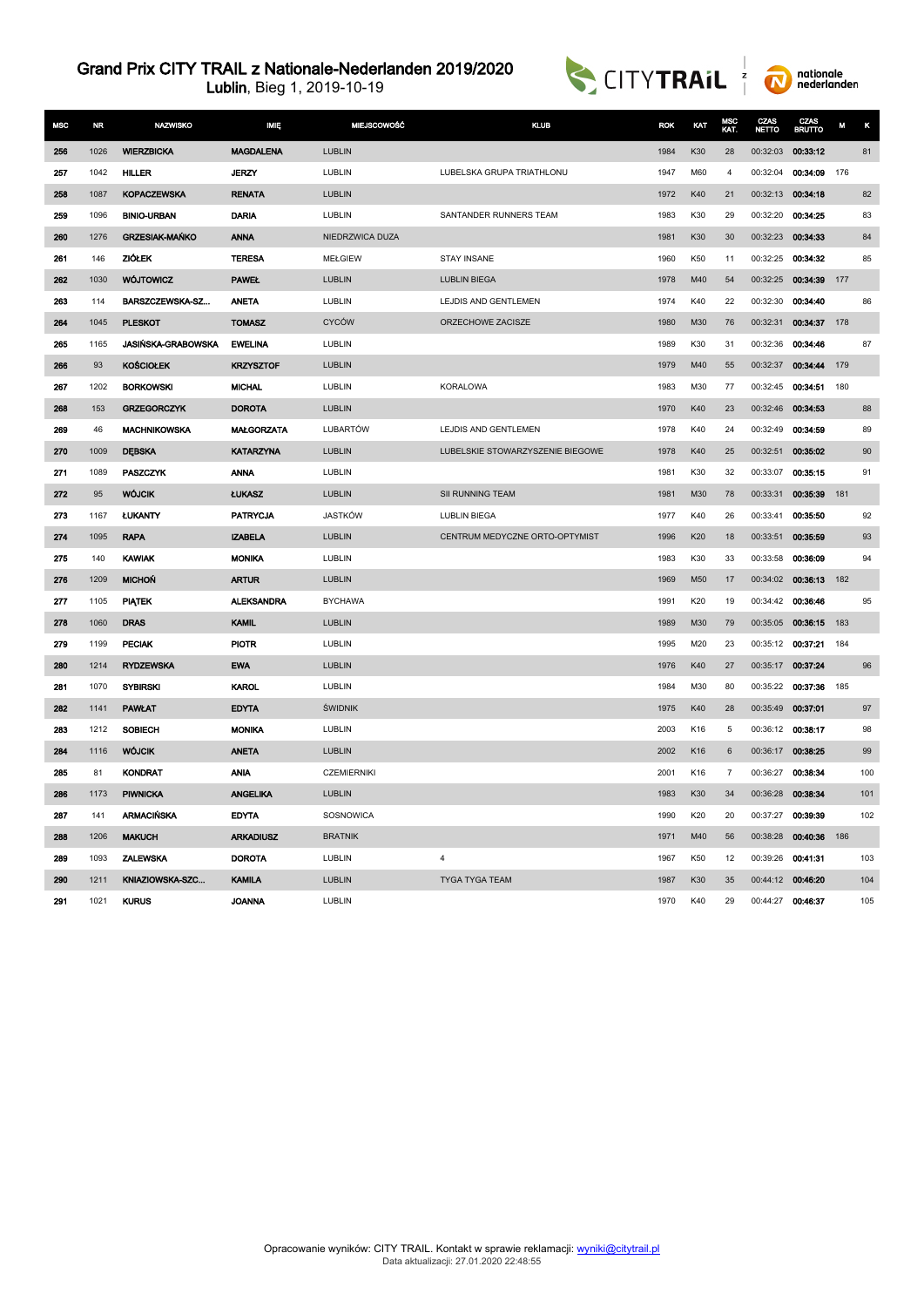# Grand Prix CITY TRAIL z Nationale-Nederlanden 2019/2020

**Lublin**, Bieg 1, 2019-10-19

| MSC | NR | NAZWISKO | IMIĘ | MIEJSCOWOŚĆ | KLUB | ROK | KAT | MSC KAT. | CZAS NETTO | CZAS BRUTTO | M | K |
|---|---|---|---|---|---|---|---|---|---|---|---|---|
| 256 | 1026 | WIERZBICKA | MAGDALENA | LUBLIN | | 1984 | K30 | 28 | 00:32:03 | 00:33:12 | | 81 |
| 257 | 1042 | HILLER | JERZY | LUBLIN | LUBELSKA GRUPA TRIATHLONU | 1947 | M60 | 4 | 00:32:04 | 00:34:09 | 176 | |
| 258 | 1087 | KOPACZEWSKA | RENATA | LUBLIN | | 1972 | K40 | 21 | 00:32:13 | 00:34:18 | | 82 |
| 259 | 1096 | BINIO-URBAN | DARIA | LUBLIN | SANTANDER RUNNERS TEAM | 1983 | K30 | 29 | 00:32:20 | 00:34:25 | | 83 |
| 260 | 1276 | GRZESIAK-MAŃKO | ANNA | NIEDRZWICA DUZA | | 1981 | K30 | 30 | 00:32:23 | 00:34:33 | | 84 |
| 261 | 146 | ZIÓŁEK | TERESA | MEŁGIEW | STAY INSANE | 1960 | K50 | 11 | 00:32:25 | 00:34:32 | | 85 |
| 262 | 1030 | WÓJTOWICZ | PAWEŁ | LUBLIN | LUBLIN BIEGA | 1978 | M40 | 54 | 00:32:25 | 00:34:39 | 177 | |
| 263 | 114 | BARSZCZEWSKA-SZ... | ANETA | LUBLIN | LEJDIS AND GENTLEMEN | 1974 | K40 | 22 | 00:32:30 | 00:34:40 | | 86 |
| 264 | 1045 | PLESKOT | TOMASZ | CYCÓW | ORZECHOWE ZACISZE | 1980 | M30 | 76 | 00:32:31 | 00:34:37 | 178 | |
| 265 | 1165 | JASIŃSKA-GRABOWSKA | EWELINA | LUBLIN | | 1989 | K30 | 31 | 00:32:36 | 00:34:46 | | 87 |
| 266 | 93 | KOŚCIOŁEK | KRZYSZTOF | LUBLIN | | 1979 | M40 | 55 | 00:32:37 | 00:34:44 | 179 | |
| 267 | 1202 | BORKOWSKI | MICHAL | LUBLIN | KORALOWA | 1983 | M30 | 77 | 00:32:45 | 00:34:51 | 180 | |
| 268 | 153 | GRZEGORCZYK | DOROTA | LUBLIN | | 1970 | K40 | 23 | 00:32:46 | 00:34:53 | | 88 |
| 269 | 46 | MACHNIKOWSKA | MAŁGORZATA | LUBARTÓW | LEJDIS AND GENTLEMEN | 1978 | K40 | 24 | 00:32:49 | 00:34:59 | | 89 |
| 270 | 1009 | DĘBSKA | KATARZYNA | LUBLIN | LUBELSKIE STOWARZYSZENIE BIEGOWE | 1978 | K40 | 25 | 00:32:51 | 00:35:02 | | 90 |
| 271 | 1089 | PASZCZYK | ANNA | LUBLIN | | 1981 | K30 | 32 | 00:33:07 | 00:35:15 | | 91 |
| 272 | 95 | WÓJCIK | ŁUKASZ | LUBLIN | SII RUNNING TEAM | 1981 | M30 | 78 | 00:33:31 | 00:35:39 | 181 | |
| 273 | 1167 | ŁUKANTY | PATRYCJA | JASTKÓW | LUBLIN BIEGA | 1977 | K40 | 26 | 00:33:41 | 00:35:50 | | 92 |
| 274 | 1095 | RAPA | IZABELA | LUBLIN | CENTRUM MEDYCZNE ORTO-OPTYMIST | 1996 | K20 | 18 | 00:33:51 | 00:35:59 | | 93 |
| 275 | 140 | KAWIAK | MONIKA | LUBLIN | | 1983 | K30 | 33 | 00:33:58 | 00:36:09 | | 94 |
| 276 | 1209 | MICHOŃ | ARTUR | LUBLIN | | 1969 | M50 | 17 | 00:34:02 | 00:36:13 | 182 | |
| 277 | 1105 | PIĄTEK | ALEKSANDRA | BYCHAWA | | 1991 | K20 | 19 | 00:34:42 | 00:36:46 | | 95 |
| 278 | 1060 | DRAS | KAMIL | LUBLIN | | 1989 | M30 | 79 | 00:35:05 | 00:36:15 | 183 | |
| 279 | 1199 | PECIAK | PIOTR | LUBLIN | | 1995 | M20 | 23 | 00:35:12 | 00:37:21 | 184 | |
| 280 | 1214 | RYDZEWSKA | EWA | LUBLIN | | 1976 | K40 | 27 | 00:35:17 | 00:37:24 | | 96 |
| 281 | 1070 | SYBIRSKI | KAROL | LUBLIN | | 1984 | M30 | 80 | 00:35:22 | 00:37:36 | 185 | |
| 282 | 1141 | PAWŁAT | EDYTA | ŚWIDNIK | | 1975 | K40 | 28 | 00:35:49 | 00:37:01 | | 97 |
| 283 | 1212 | SOBIECH | MONIKA | LUBLIN | | 2003 | K16 | 5 | 00:36:12 | 00:38:17 | | 98 |
| 284 | 1116 | WÓJCIK | ANETA | LUBLIN | | 2002 | K16 | 6 | 00:36:17 | 00:38:25 | | 99 |
| 285 | 81 | KONDRAT | ANIA | CZEMIERNIKI | | 2001 | K16 | 7 | 00:36:27 | 00:38:34 | | 100 |
| 286 | 1173 | PIWNICKA | ANGELIKA | LUBLIN | | 1983 | K30 | 34 | 00:36:28 | 00:38:34 | | 101 |
| 287 | 141 | ARMACIŃSKA | EDYTA | SOSNOWICA | | 1990 | K20 | 20 | 00:37:27 | 00:39:39 | | 102 |
| 288 | 1206 | MAKUCH | ARKADIUSZ | BRATNIK | | 1971 | M40 | 56 | 00:38:28 | 00:40:36 | 186 | |
| 289 | 1093 | ZALEWSKA | DOROTA | LUBLIN | 4 | 1967 | K50 | 12 | 00:39:26 | 00:41:31 | | 103 |
| 290 | 1211 | KNIAZIOWSKA-SZC... | KAMILA | LUBLIN | TYGA TYGA TEAM | 1987 | K30 | 35 | 00:44:12 | 00:46:20 | | 104 |
| 291 | 1021 | KURUS | JOANNA | LUBLIN | | 1970 | K40 | 29 | 00:44:27 | 00:46:37 | | 105 |

Opracowanie wyników: CITY TRAIL. Kontakt w sprawie reklamacji: wyniki@citytrail.pl
Data aktualizacji: 27.01.2020 22:48:55